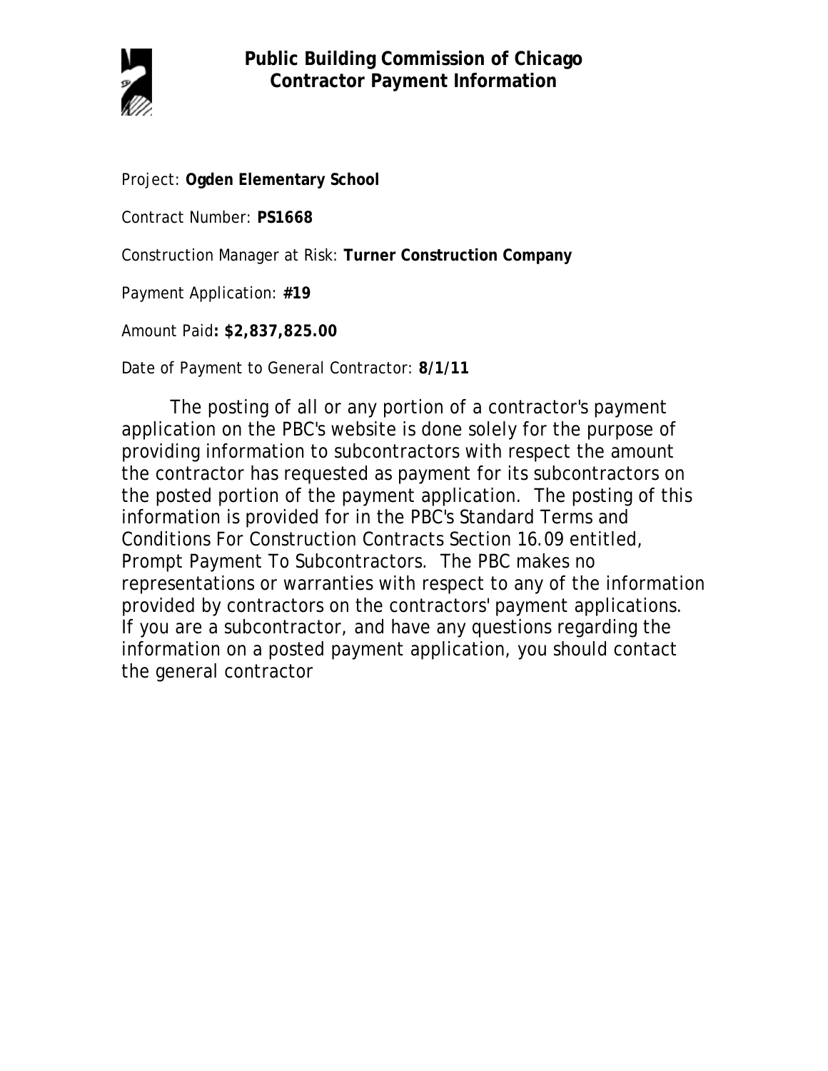# Public Building Commission of Chicago
## Contractor Payment Information

Project: **Ogden Elementary School**

Contract Number: **PS1668**

Construction Manager at Risk: **Turner Construction Company**

Payment Application: **#19**

Amount Paid**: $2,837,825.00**

Date of Payment to General Contractor: **8/1/11**

The posting of all or any portion of a contractor's payment application on the PBC's website is done solely for the purpose of providing information to subcontractors with respect the amount the contractor has requested as payment for its subcontractors on the posted portion of the payment application. The posting of this information is provided for in the PBC's Standard Terms and Conditions For Construction Contracts Section 16.09 entitled, Prompt Payment To Subcontractors. The PBC makes no representations or warranties with respect to any of the information provided by contractors on the contractors' payment applications. If you are a subcontractor, and have any questions regarding the information on a posted payment application, you should contact the general contractor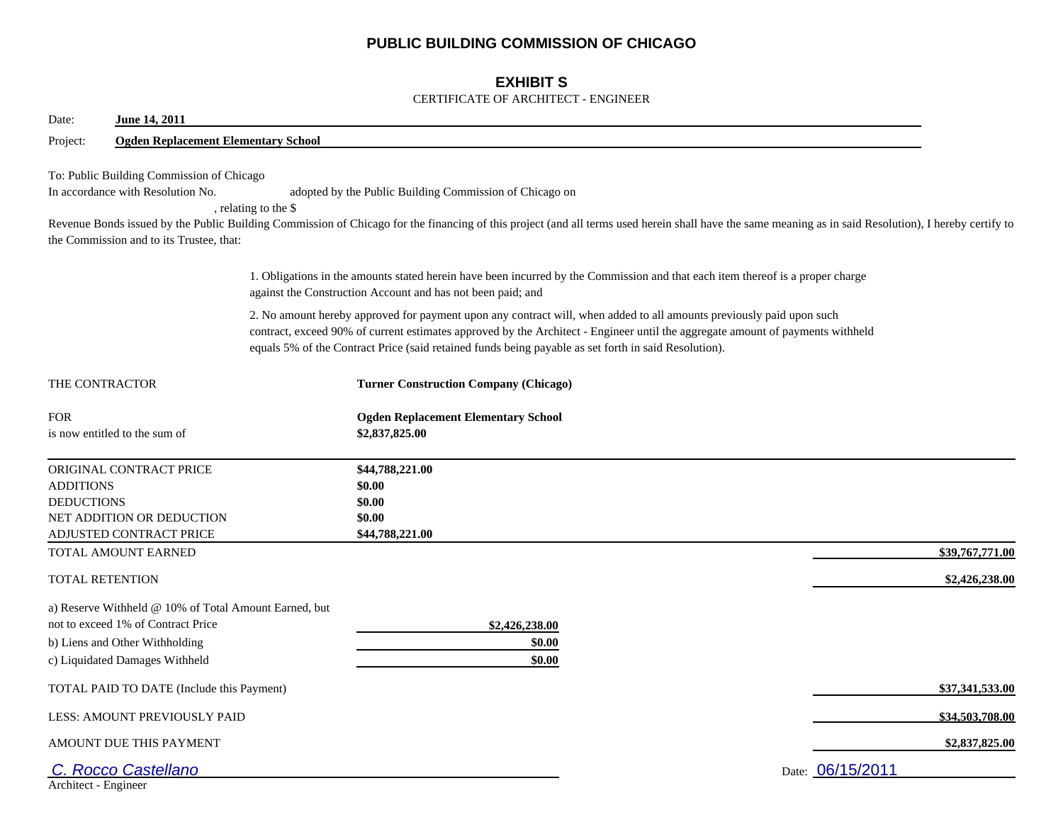# PUBLIC BUILDING COMMISSION OF CHICAGO

## EXHIBIT S

CERTIFICATE OF ARCHITECT - ENGINEER

Date: **June 14, 2011**

Project: **Ogden Replacement Elementary School**

To: Public Building Commission of Chicago

In accordance with Resolution No. adopted by the Public Building Commission of Chicago on , relating to the $ Revenue Bonds issued by the Public Building Commission of Chicago for the financing of this project (and all terms used herein shall have the same meaning as in said Resolution), I hereby certify to the Commission and to its Trustee, that:

1. Obligations in the amounts stated herein have been incurred by the Commission and that each item thereof is a proper charge against the Construction Account and has not been paid; and

2. No amount hereby approved for payment upon any contract will, when added to all amounts previously paid upon such contract, exceed 90% of current estimates approved by the Architect - Engineer until the aggregate amount of payments withheld equals 5% of the Contract Price (said retained funds being payable as set forth in said Resolution).

THE CONTRACTOR **Turner Construction Company (Chicago)**

FOR **Ogden Replacement Elementary School**

is now entitled to the sum of **$2,837,825.00**

| | | |
|---|---|---|
| ORIGINAL CONTRACT PRICE | **$44,788,221.00** | |
| ADDITIONS | **$0.00** | |
| DEDUCTIONS | **$0.00** | |
| NET ADDITION OR DEDUCTION | **$0.00** | |
| ADJUSTED CONTRACT PRICE | **$44,788,221.00** | |
| TOTAL AMOUNT EARNED | | **$39,767,771.00** |
| TOTAL RETENTION | | **$2,426,238.00** |
| a) Reserve Withheld @ 10% of Total Amount Earned, but not to exceed 1% of Contract Price | **$2,426,238.00** | |
| b) Liens and Other Withholding | **$0.00** | |
| c) Liquidated Damages Withheld | **$0.00** | |
| TOTAL PAID TO DATE (Include this Payment) | | **$37,341,533.00** |
| LESS: AMOUNT PREVIOUSLY PAID | | **$34,503,708.00** |
| AMOUNT DUE THIS PAYMENT | | **$2,837,825.00** |

*C. Rocco Castellano*

Architect - Engineer

Date: 06/15/2011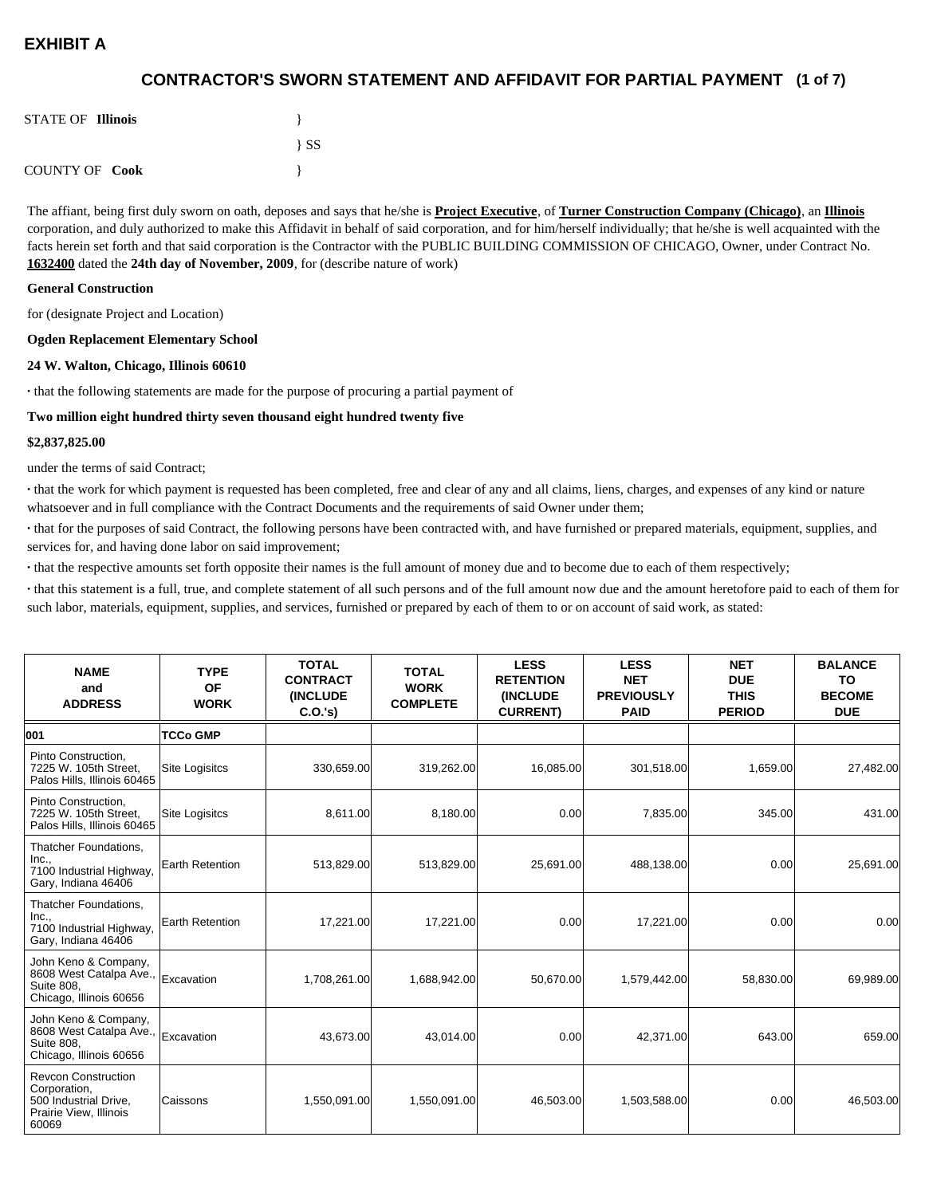# EXHIBIT A

## CONTRACTOR'S SWORN STATEMENT AND AFFIDAVIT FOR PARTIAL PAYMENT (1 of 7)

STATE OF **Illinois** }

} SS

COUNTY OF **Cook** }

The affiant, being first duly sworn on oath, deposes and says that he/she is **Project Executive**, of **Turner Construction Company (Chicago)**, an **Illinois** corporation, and duly authorized to make this Affidavit in behalf of said corporation, and for him/herself individually; that he/she is well acquainted with the facts herein set forth and that said corporation is the Contractor with the PUBLIC BUILDING COMMISSION OF CHICAGO, Owner, under Contract No. **1632400** dated the **24th day of November, 2009**, for (describe nature of work)

**General Construction**

for (designate Project and Location)

**Ogden Replacement Elementary School**

**24 W. Walton, Chicago, Illinois 60610**

· that the following statements are made for the purpose of procuring a partial payment of

**Two million eight hundred thirty seven thousand eight hundred twenty five**

**$2,837,825.00**

under the terms of said Contract;

· that the work for which payment is requested has been completed, free and clear of any and all claims, liens, charges, and expenses of any kind or nature whatsoever and in full compliance with the Contract Documents and the requirements of said Owner under them;

· that for the purposes of said Contract, the following persons have been contracted with, and have furnished or prepared materials, equipment, supplies, and services for, and having done labor on said improvement;

· that the respective amounts set forth opposite their names is the full amount of money due and to become due to each of them respectively;

· that this statement is a full, true, and complete statement of all such persons and of the full amount now due and the amount heretofore paid to each of them for such labor, materials, equipment, supplies, and services, furnished or prepared by each of them to or on account of said work, as stated:

| NAME and ADDRESS | TYPE OF WORK | TOTAL CONTRACT (INCLUDE C.O.'s) | TOTAL WORK COMPLETE | LESS RETENTION (INCLUDE CURRENT) | LESS NET PREVIOUSLY PAID | NET DUE THIS PERIOD | BALANCE TO BECOME DUE |
|---|---|---|---|---|---|---|---|
| **001** | **TCCo GMP** | | | | | | |
| Pinto Construction, 7225 W. 105th Street, Palos Hills, Illinois 60465 | Site Logisitcs | 330,659.00 | 319,262.00 | 16,085.00 | 301,518.00 | 1,659.00 | 27,482.00 |
| Pinto Construction, 7225 W. 105th Street, Palos Hills, Illinois 60465 | Site Logisitcs | 8,611.00 | 8,180.00 | 0.00 | 7,835.00 | 345.00 | 431.00 |
| Thatcher Foundations, Inc., 7100 Industrial Highway, Gary, Indiana 46406 | Earth Retention | 513,829.00 | 513,829.00 | 25,691.00 | 488,138.00 | 0.00 | 25,691.00 |
| Thatcher Foundations, Inc., 7100 Industrial Highway, Gary, Indiana 46406 | Earth Retention | 17,221.00 | 17,221.00 | 0.00 | 17,221.00 | 0.00 | 0.00 |
| John Keno & Company, 8608 West Catalpa Ave., Suite 808, Chicago, Illinois 60656 | Excavation | 1,708,261.00 | 1,688,942.00 | 50,670.00 | 1,579,442.00 | 58,830.00 | 69,989.00 |
| John Keno & Company, 8608 West Catalpa Ave., Suite 808, Chicago, Illinois 60656 | Excavation | 43,673.00 | 43,014.00 | 0.00 | 42,371.00 | 643.00 | 659.00 |
| Revcon Construction Corporation, 500 Industrial Drive, Prairie View, Illinois 60069 | Caissons | 1,550,091.00 | 1,550,091.00 | 46,503.00 | 1,503,588.00 | 0.00 | 46,503.00 |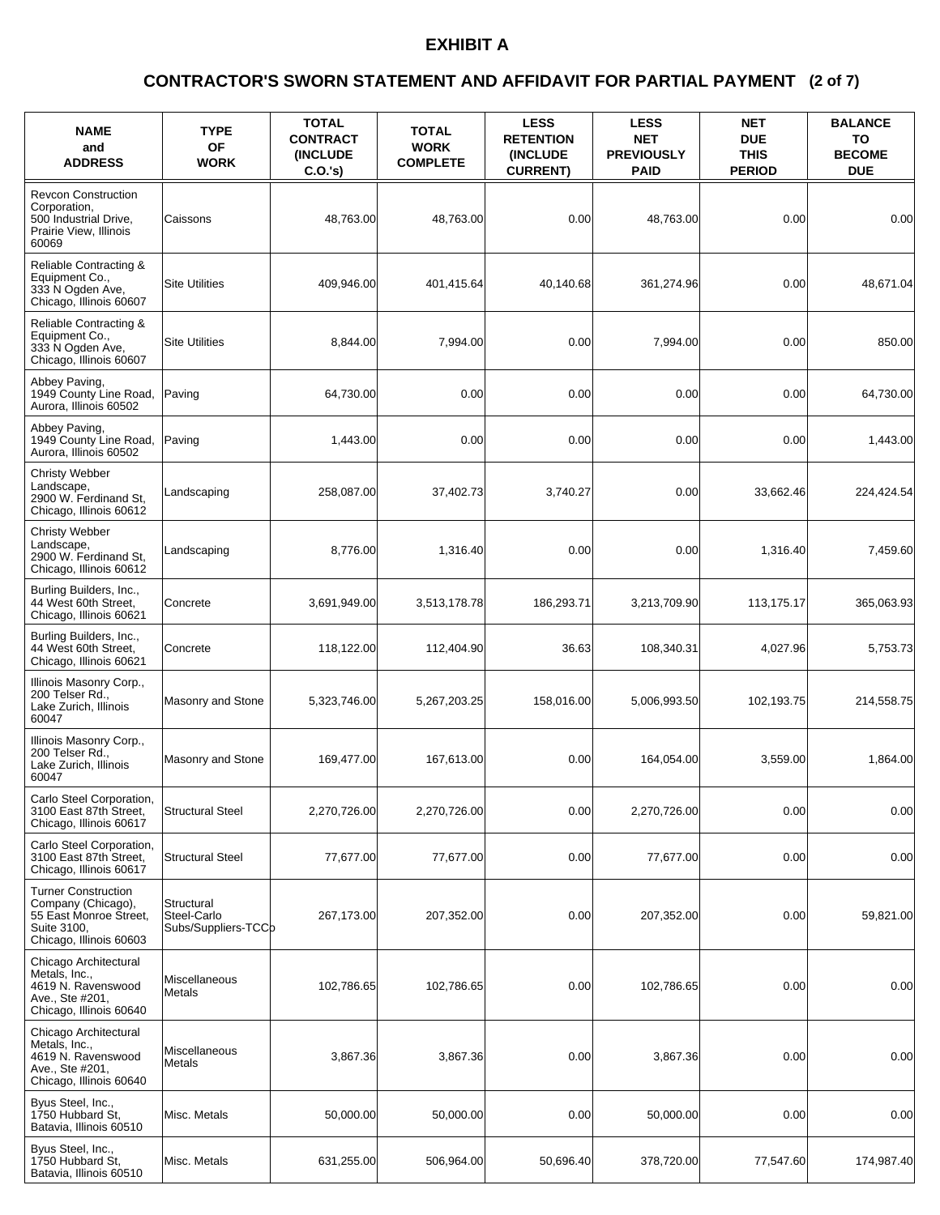# EXHIBIT A

## CONTRACTOR'S SWORN STATEMENT AND AFFIDAVIT FOR PARTIAL PAYMENT (2 of 7)

| NAME and ADDRESS | TYPE OF WORK | TOTAL CONTRACT (INCLUDE C.O.'s) | TOTAL WORK COMPLETE | LESS RETENTION (INCLUDE CURRENT) | LESS NET PREVIOUSLY PAID | NET DUE THIS PERIOD | BALANCE TO BECOME DUE |
|---|---|---|---|---|---|---|---|
| Revcon Construction Corporation, 500 Industrial Drive, Prairie View, Illinois 60069 | Caissons | 48,763.00 | 48,763.00 | 0.00 | 48,763.00 | 0.00 | 0.00 |
| Reliable Contracting & Equipment Co., 333 N Ogden Ave, Chicago, Illinois 60607 | Site Utilities | 409,946.00 | 401,415.64 | 40,140.68 | 361,274.96 | 0.00 | 48,671.04 |
| Reliable Contracting & Equipment Co., 333 N Ogden Ave, Chicago, Illinois 60607 | Site Utilities | 8,844.00 | 7,994.00 | 0.00 | 7,994.00 | 0.00 | 850.00 |
| Abbey Paving, 1949 County Line Road, Aurora, Illinois 60502 | Paving | 64,730.00 | 0.00 | 0.00 | 0.00 | 0.00 | 64,730.00 |
| Abbey Paving, 1949 County Line Road, Aurora, Illinois 60502 | Paving | 1,443.00 | 0.00 | 0.00 | 0.00 | 0.00 | 1,443.00 |
| Christy Webber Landscape, 2900 W. Ferdinand St, Chicago, Illinois 60612 | Landscaping | 258,087.00 | 37,402.73 | 3,740.27 | 0.00 | 33,662.46 | 224,424.54 |
| Christy Webber Landscape, 2900 W. Ferdinand St, Chicago, Illinois 60612 | Landscaping | 8,776.00 | 1,316.40 | 0.00 | 0.00 | 1,316.40 | 7,459.60 |
| Burling Builders, Inc., 44 West 60th Street, Chicago, Illinois 60621 | Concrete | 3,691,949.00 | 3,513,178.78 | 186,293.71 | 3,213,709.90 | 113,175.17 | 365,063.93 |
| Burling Builders, Inc., 44 West 60th Street, Chicago, Illinois 60621 | Concrete | 118,122.00 | 112,404.90 | 36.63 | 108,340.31 | 4,027.96 | 5,753.73 |
| Illinois Masonry Corp., 200 Telser Rd., Lake Zurich, Illinois 60047 | Masonry and Stone | 5,323,746.00 | 5,267,203.25 | 158,016.00 | 5,006,993.50 | 102,193.75 | 214,558.75 |
| Illinois Masonry Corp., 200 Telser Rd., Lake Zurich, Illinois 60047 | Masonry and Stone | 169,477.00 | 167,613.00 | 0.00 | 164,054.00 | 3,559.00 | 1,864.00 |
| Carlo Steel Corporation, 3100 East 87th Street, Chicago, Illinois 60617 | Structural Steel | 2,270,726.00 | 2,270,726.00 | 0.00 | 2,270,726.00 | 0.00 | 0.00 |
| Carlo Steel Corporation, 3100 East 87th Street, Chicago, Illinois 60617 | Structural Steel | 77,677.00 | 77,677.00 | 0.00 | 77,677.00 | 0.00 | 0.00 |
| Turner Construction Company (Chicago), 55 East Monroe Street, Suite 3100, Chicago, Illinois 60603 | Structural Steel-Carlo Subs/Suppliers-TCCo | 267,173.00 | 207,352.00 | 0.00 | 207,352.00 | 0.00 | 59,821.00 |
| Chicago Architectural Metals, Inc., 4619 N. Ravenswood Ave., Ste #201, Chicago, Illinois 60640 | Miscellaneous Metals | 102,786.65 | 102,786.65 | 0.00 | 102,786.65 | 0.00 | 0.00 |
| Chicago Architectural Metals, Inc., 4619 N. Ravenswood Ave., Ste #201, Chicago, Illinois 60640 | Miscellaneous Metals | 3,867.36 | 3,867.36 | 0.00 | 3,867.36 | 0.00 | 0.00 |
| Byus Steel, Inc., 1750 Hubbard St, Batavia, Illinois 60510 | Misc. Metals | 50,000.00 | 50,000.00 | 0.00 | 50,000.00 | 0.00 | 0.00 |
| Byus Steel, Inc., 1750 Hubbard St, Batavia, Illinois 60510 | Misc. Metals | 631,255.00 | 506,964.00 | 50,696.40 | 378,720.00 | 77,547.60 | 174,987.40 |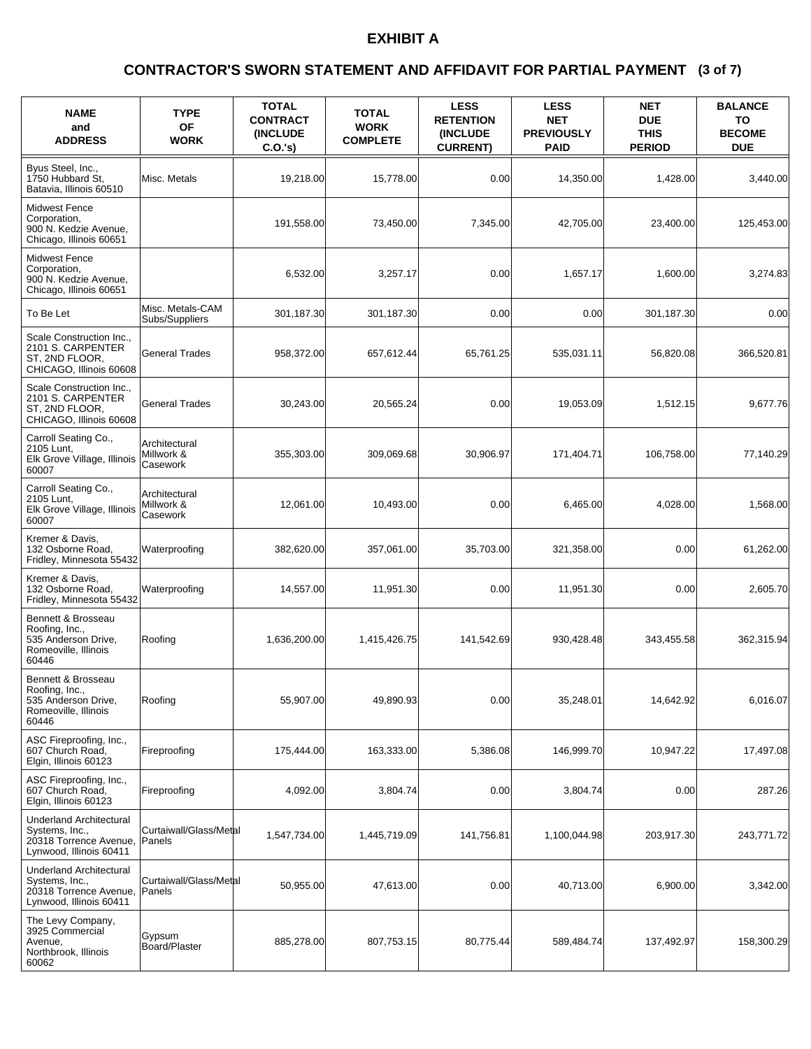# EXHIBIT A

## CONTRACTOR'S SWORN STATEMENT AND AFFIDAVIT FOR PARTIAL PAYMENT (3 of 7)

| NAME and ADDRESS | TYPE OF WORK | TOTAL CONTRACT (INCLUDE C.O.'s) | TOTAL WORK COMPLETE | LESS RETENTION (INCLUDE CURRENT) | LESS NET PREVIOUSLY PAID | NET DUE THIS PERIOD | BALANCE TO BECOME DUE |
|---|---|---|---|---|---|---|---|
| Byus Steel, Inc., 1750 Hubbard St, Batavia, Illinois 60510 | Misc. Metals | 19,218.00 | 15,778.00 | 0.00 | 14,350.00 | 1,428.00 | 3,440.00 |
| Midwest Fence Corporation, 900 N. Kedzie Avenue, Chicago, Illinois 60651 | | 191,558.00 | 73,450.00 | 7,345.00 | 42,705.00 | 23,400.00 | 125,453.00 |
| Midwest Fence Corporation, 900 N. Kedzie Avenue, Chicago, Illinois 60651 | | 6,532.00 | 3,257.17 | 0.00 | 1,657.17 | 1,600.00 | 3,274.83 |
| To Be Let | Misc. Metals-CAM Subs/Suppliers | 301,187.30 | 301,187.30 | 0.00 | 0.00 | 301,187.30 | 0.00 |
| Scale Construction Inc., 2101 S. CARPENTER ST, 2ND FLOOR, CHICAGO, Illinois 60608 | General Trades | 958,372.00 | 657,612.44 | 65,761.25 | 535,031.11 | 56,820.08 | 366,520.81 |
| Scale Construction Inc., 2101 S. CARPENTER ST, 2ND FLOOR, CHICAGO, Illinois 60608 | General Trades | 30,243.00 | 20,565.24 | 0.00 | 19,053.09 | 1,512.15 | 9,677.76 |
| Carroll Seating Co., 2105 Lunt, Elk Grove Village, Illinois 60007 | Architectural Millwork & Casework | 355,303.00 | 309,069.68 | 30,906.97 | 171,404.71 | 106,758.00 | 77,140.29 |
| Carroll Seating Co., 2105 Lunt, Elk Grove Village, Illinois 60007 | Architectural Millwork & Casework | 12,061.00 | 10,493.00 | 0.00 | 6,465.00 | 4,028.00 | 1,568.00 |
| Kremer & Davis, 132 Osborne Road, Fridley, Minnesota 55432 | Waterproofing | 382,620.00 | 357,061.00 | 35,703.00 | 321,358.00 | 0.00 | 61,262.00 |
| Kremer & Davis, 132 Osborne Road, Fridley, Minnesota 55432 | Waterproofing | 14,557.00 | 11,951.30 | 0.00 | 11,951.30 | 0.00 | 2,605.70 |
| Bennett & Brosseau Roofing, Inc., 535 Anderson Drive, Romeoville, Illinois 60446 | Roofing | 1,636,200.00 | 1,415,426.75 | 141,542.69 | 930,428.48 | 343,455.58 | 362,315.94 |
| Bennett & Brosseau Roofing, Inc., 535 Anderson Drive, Romeoville, Illinois 60446 | Roofing | 55,907.00 | 49,890.93 | 0.00 | 35,248.01 | 14,642.92 | 6,016.07 |
| ASC Fireproofing, Inc., 607 Church Road, Elgin, Illinois 60123 | Fireproofing | 175,444.00 | 163,333.00 | 5,386.08 | 146,999.70 | 10,947.22 | 17,497.08 |
| ASC Fireproofing, Inc., 607 Church Road, Elgin, Illinois 60123 | Fireproofing | 4,092.00 | 3,804.74 | 0.00 | 3,804.74 | 0.00 | 287.26 |
| Underland Architectural Systems, Inc., 20318 Torrence Avenue, Lynwood, Illinois 60411 | Curtaiwall/Glass/Metal Panels | 1,547,734.00 | 1,445,719.09 | 141,756.81 | 1,100,044.98 | 203,917.30 | 243,771.72 |
| Underland Architectural Systems, Inc., 20318 Torrence Avenue, Lynwood, Illinois 60411 | Curtaiwall/Glass/Metal Panels | 50,955.00 | 47,613.00 | 0.00 | 40,713.00 | 6,900.00 | 3,342.00 |
| The Levy Company, 3925 Commercial Avenue, Northbrook, Illinois 60062 | Gypsum Board/Plaster | 885,278.00 | 807,753.15 | 80,775.44 | 589,484.74 | 137,492.97 | 158,300.29 |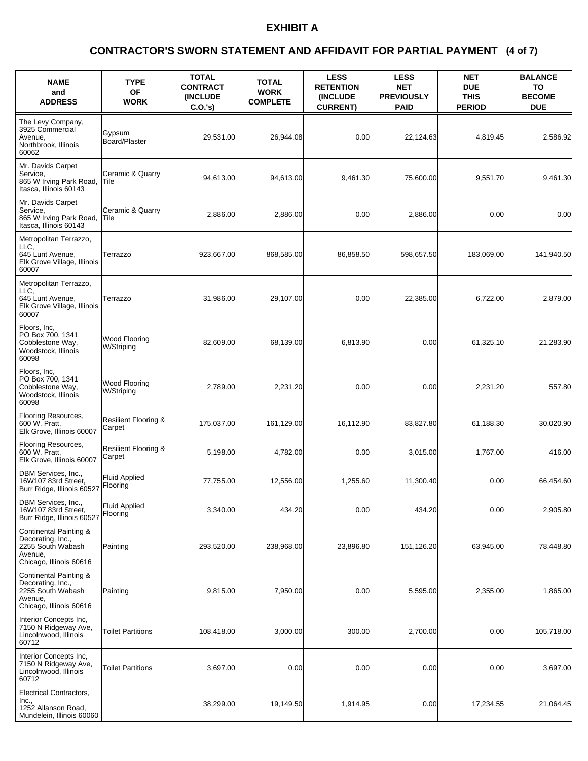# EXHIBIT A

## CONTRACTOR'S SWORN STATEMENT AND AFFIDAVIT FOR PARTIAL PAYMENT (4 of 7)

| NAME and ADDRESS | TYPE OF WORK | TOTAL CONTRACT (INCLUDE C.O.'s) | TOTAL WORK COMPLETE | LESS RETENTION (INCLUDE CURRENT) | LESS NET PREVIOUSLY PAID | NET DUE THIS PERIOD | BALANCE TO BECOME DUE |
|---|---|---|---|---|---|---|---|
| The Levy Company, 3925 Commercial Avenue, Northbrook, Illinois 60062 | Gypsum Board/Plaster | 29,531.00 | 26,944.08 | 0.00 | 22,124.63 | 4,819.45 | 2,586.92 |
| Mr. Davids Carpet Service, 865 W Irving Park Road, Itasca, Illinois 60143 | Ceramic & Quarry Tile | 94,613.00 | 94,613.00 | 9,461.30 | 75,600.00 | 9,551.70 | 9,461.30 |
| Mr. Davids Carpet Service, 865 W Irving Park Road, Itasca, Illinois 60143 | Ceramic & Quarry Tile | 2,886.00 | 2,886.00 | 0.00 | 2,886.00 | 0.00 | 0.00 |
| Metropolitan Terrazzo, LLC, 645 Lunt Avenue, Elk Grove Village, Illinois 60007 | Terrazzo | 923,667.00 | 868,585.00 | 86,858.50 | 598,657.50 | 183,069.00 | 141,940.50 |
| Metropolitan Terrazzo, LLC, 645 Lunt Avenue, Elk Grove Village, Illinois 60007 | Terrazzo | 31,986.00 | 29,107.00 | 0.00 | 22,385.00 | 6,722.00 | 2,879.00 |
| Floors, Inc, PO Box 700, 1341 Cobblestone Way, Woodstock, Illinois 60098 | Wood Flooring W/Striping | 82,609.00 | 68,139.00 | 6,813.90 | 0.00 | 61,325.10 | 21,283.90 |
| Floors, Inc, PO Box 700, 1341 Cobblestone Way, Woodstock, Illinois 60098 | Wood Flooring W/Striping | 2,789.00 | 2,231.20 | 0.00 | 0.00 | 2,231.20 | 557.80 |
| Flooring Resources, 600 W. Pratt, Elk Grove, Illinois 60007 | Resilient Flooring & Carpet | 175,037.00 | 161,129.00 | 16,112.90 | 83,827.80 | 61,188.30 | 30,020.90 |
| Flooring Resources, 600 W. Pratt, Elk Grove, Illinois 60007 | Resilient Flooring & Carpet | 5,198.00 | 4,782.00 | 0.00 | 3,015.00 | 1,767.00 | 416.00 |
| DBM Services, Inc., 16W107 83rd Street, Burr Ridge, Illinois 60527 | Fluid Applied Flooring | 77,755.00 | 12,556.00 | 1,255.60 | 11,300.40 | 0.00 | 66,454.60 |
| DBM Services, Inc., 16W107 83rd Street, Burr Ridge, Illinois 60527 | Fluid Applied Flooring | 3,340.00 | 434.20 | 0.00 | 434.20 | 0.00 | 2,905.80 |
| Continental Painting & Decorating, Inc., 2255 South Wabash Avenue, Chicago, Illinois 60616 | Painting | 293,520.00 | 238,968.00 | 23,896.80 | 151,126.20 | 63,945.00 | 78,448.80 |
| Continental Painting & Decorating, Inc., 2255 South Wabash Avenue, Chicago, Illinois 60616 | Painting | 9,815.00 | 7,950.00 | 0.00 | 5,595.00 | 2,355.00 | 1,865.00 |
| Interior Concepts Inc, 7150 N Ridgeway Ave, Lincolnwood, Illinois 60712 | Toilet Partitions | 108,418.00 | 3,000.00 | 300.00 | 2,700.00 | 0.00 | 105,718.00 |
| Interior Concepts Inc, 7150 N Ridgeway Ave, Lincolnwood, Illinois 60712 | Toilet Partitions | 3,697.00 | 0.00 | 0.00 | 0.00 | 0.00 | 3,697.00 |
| Electrical Contractors, Inc., 1252 Allanson Road, Mundelein, Illinois 60060 | | 38,299.00 | 19,149.50 | 1,914.95 | 0.00 | 17,234.55 | 21,064.45 |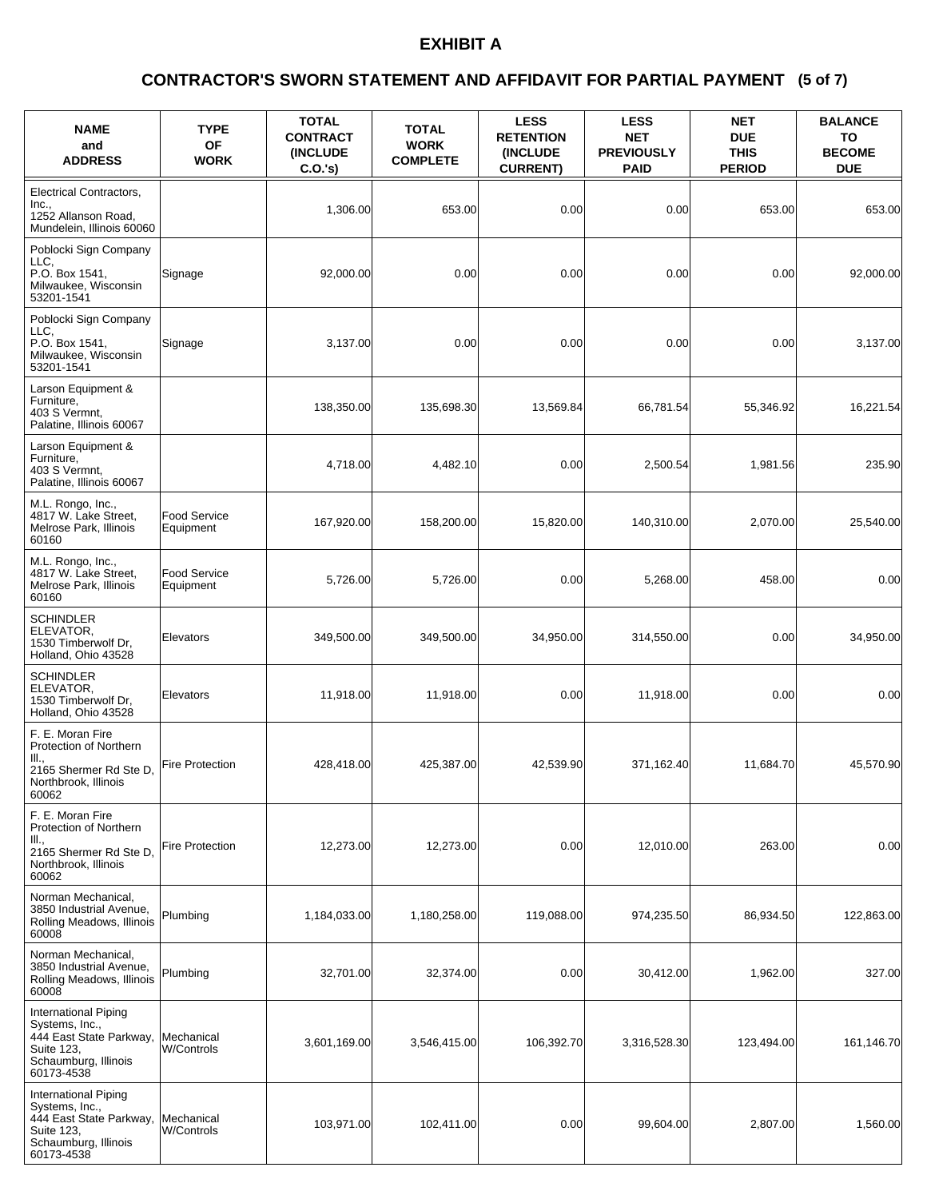# EXHIBIT A

## CONTRACTOR'S SWORN STATEMENT AND AFFIDAVIT FOR PARTIAL PAYMENT (5 of 7)

| NAME and ADDRESS | TYPE OF WORK | TOTAL CONTRACT (INCLUDE C.O.'s) | TOTAL WORK COMPLETE | LESS RETENTION (INCLUDE CURRENT) | LESS NET PREVIOUSLY PAID | NET DUE THIS PERIOD | BALANCE TO BECOME DUE |
|---|---|---|---|---|---|---|---|
| Electrical Contractors, Inc., 1252 Allanson Road, Mundelein, Illinois 60060 | | 1,306.00 | 653.00 | 0.00 | 0.00 | 653.00 | 653.00 |
| Poblocki Sign Company LLC, P.O. Box 1541, Milwaukee, Wisconsin 53201-1541 | Signage | 92,000.00 | 0.00 | 0.00 | 0.00 | 0.00 | 92,000.00 |
| Poblocki Sign Company LLC, P.O. Box 1541, Milwaukee, Wisconsin 53201-1541 | Signage | 3,137.00 | 0.00 | 0.00 | 0.00 | 0.00 | 3,137.00 |
| Larson Equipment & Furniture, 403 S Vermnt, Palatine, Illinois 60067 | | 138,350.00 | 135,698.30 | 13,569.84 | 66,781.54 | 55,346.92 | 16,221.54 |
| Larson Equipment & Furniture, 403 S Vermnt, Palatine, Illinois 60067 | | 4,718.00 | 4,482.10 | 0.00 | 2,500.54 | 1,981.56 | 235.90 |
| M.L. Rongo, Inc., 4817 W. Lake Street, Melrose Park, Illinois 60160 | Food Service Equipment | 167,920.00 | 158,200.00 | 15,820.00 | 140,310.00 | 2,070.00 | 25,540.00 |
| M.L. Rongo, Inc., 4817 W. Lake Street, Melrose Park, Illinois 60160 | Food Service Equipment | 5,726.00 | 5,726.00 | 0.00 | 5,268.00 | 458.00 | 0.00 |
| SCHINDLER ELEVATOR, 1530 Timberwolf Dr, Holland, Ohio 43528 | Elevators | 349,500.00 | 349,500.00 | 34,950.00 | 314,550.00 | 0.00 | 34,950.00 |
| SCHINDLER ELEVATOR, 1530 Timberwolf Dr, Holland, Ohio 43528 | Elevators | 11,918.00 | 11,918.00 | 0.00 | 11,918.00 | 0.00 | 0.00 |
| F. E. Moran Fire Protection of Northern Ill., 2165 Shermer Rd Ste D, Northbrook, Illinois 60062 | Fire Protection | 428,418.00 | 425,387.00 | 42,539.90 | 371,162.40 | 11,684.70 | 45,570.90 |
| F. E. Moran Fire Protection of Northern Ill., 2165 Shermer Rd Ste D, Northbrook, Illinois 60062 | Fire Protection | 12,273.00 | 12,273.00 | 0.00 | 12,010.00 | 263.00 | 0.00 |
| Norman Mechanical, 3850 Industrial Avenue, Rolling Meadows, Illinois 60008 | Plumbing | 1,184,033.00 | 1,180,258.00 | 119,088.00 | 974,235.50 | 86,934.50 | 122,863.00 |
| Norman Mechanical, 3850 Industrial Avenue, Rolling Meadows, Illinois 60008 | Plumbing | 32,701.00 | 32,374.00 | 0.00 | 30,412.00 | 1,962.00 | 327.00 |
| International Piping Systems, Inc., 444 East State Parkway, Suite 123, Schaumburg, Illinois 60173-4538 | Mechanical W/Controls | 3,601,169.00 | 3,546,415.00 | 106,392.70 | 3,316,528.30 | 123,494.00 | 161,146.70 |
| International Piping Systems, Inc., 444 East State Parkway, Suite 123, Schaumburg, Illinois 60173-4538 | Mechanical W/Controls | 103,971.00 | 102,411.00 | 0.00 | 99,604.00 | 2,807.00 | 1,560.00 |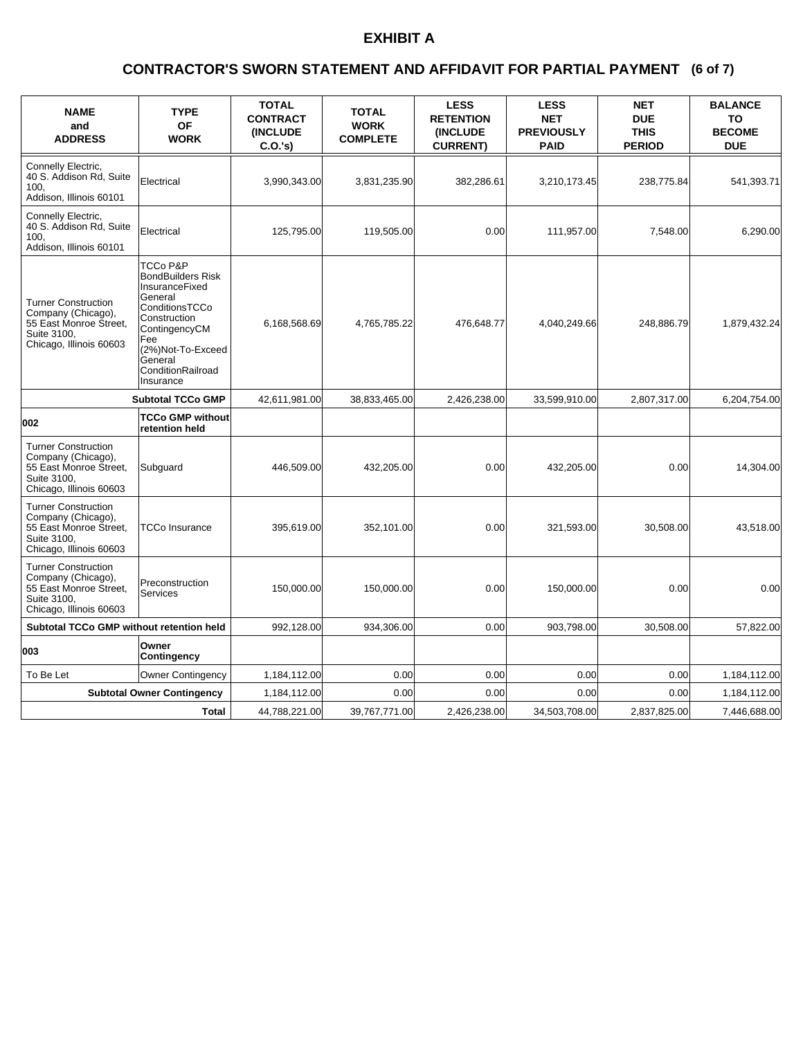# EXHIBIT A

## CONTRACTOR'S SWORN STATEMENT AND AFFIDAVIT FOR PARTIAL PAYMENT (6 of 7)

| NAME and ADDRESS | TYPE OF WORK | TOTAL CONTRACT (INCLUDE C.O.'s) | TOTAL WORK COMPLETE | LESS RETENTION (INCLUDE CURRENT) | LESS NET PREVIOUSLY PAID | NET DUE THIS PERIOD | BALANCE TO BECOME DUE |
|---|---|---|---|---|---|---|---|
| Connelly Electric, 40 S. Addison Rd, Suite 100, Addison, Illinois 60101 | Electrical | 3,990,343.00 | 3,831,235.90 | 382,286.61 | 3,210,173.45 | 238,775.84 | 541,393.71 |
| Connelly Electric, 40 S. Addison Rd, Suite 100, Addison, Illinois 60101 | Electrical | 125,795.00 | 119,505.00 | 0.00 | 111,957.00 | 7,548.00 | 6,290.00 |
| Turner Construction Company (Chicago), 55 East Monroe Street, Suite 3100, Chicago, Illinois 60603 | TCCo P&P BondBuilders Risk InsuranceFixed General ConditionsTCCo Construction ContingencyCM Fee (2%)Not-To-Exceed General ConditionRailroad Insurance | 6,168,568.69 | 4,765,785.22 | 476,648.77 | 4,040,249.66 | 248,886.79 | 1,879,432.24 |
| | **Subtotal TCCo GMP** | 42,611,981.00 | 38,833,465.00 | 2,426,238.00 | 33,599,910.00 | 2,807,317.00 | 6,204,754.00 |
| **002** | **TCCo GMP without retention held** | | | | | | |
| Turner Construction Company (Chicago), 55 East Monroe Street, Suite 3100, Chicago, Illinois 60603 | Subguard | 446,509.00 | 432,205.00 | 0.00 | 432,205.00 | 0.00 | 14,304.00 |
| Turner Construction Company (Chicago), 55 East Monroe Street, Suite 3100, Chicago, Illinois 60603 | TCCo Insurance | 395,619.00 | 352,101.00 | 0.00 | 321,593.00 | 30,508.00 | 43,518.00 |
| Turner Construction Company (Chicago), 55 East Monroe Street, Suite 3100, Chicago, Illinois 60603 | Preconstruction Services | 150,000.00 | 150,000.00 | 0.00 | 150,000.00 | 0.00 | 0.00 |
| **Subtotal TCCo GMP without retention held** | | 992,128.00 | 934,306.00 | 0.00 | 903,798.00 | 30,508.00 | 57,822.00 |
| **003** | **Owner Contingency** | | | | | | |
| To Be Let | Owner Contingency | 1,184,112.00 | 0.00 | 0.00 | 0.00 | 0.00 | 1,184,112.00 |
| | **Subtotal Owner Contingency** | 1,184,112.00 | 0.00 | 0.00 | 0.00 | 0.00 | 1,184,112.00 |
| | **Total** | 44,788,221.00 | 39,767,771.00 | 2,426,238.00 | 34,503,708.00 | 2,837,825.00 | 7,446,688.00 |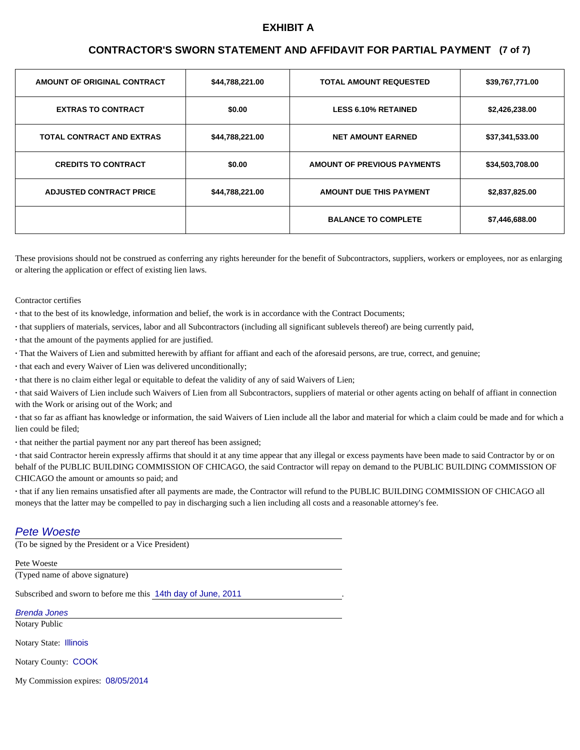# EXHIBIT A

## CONTRACTOR'S SWORN STATEMENT AND AFFIDAVIT FOR PARTIAL PAYMENT (7 of 7)

| | | | |
|---|---|---|---|
| **AMOUNT OF ORIGINAL CONTRACT** | **$44,788,221.00** | **TOTAL AMOUNT REQUESTED** | **$39,767,771.00** |
| **EXTRAS TO CONTRACT** | **$0.00** | **LESS 6.10% RETAINED** | **$2,426,238.00** |
| **TOTAL CONTRACT AND EXTRAS** | **$44,788,221.00** | **NET AMOUNT EARNED** | **$37,341,533.00** |
| **CREDITS TO CONTRACT** | **$0.00** | **AMOUNT OF PREVIOUS PAYMENTS** | **$34,503,708.00** |
| **ADJUSTED CONTRACT PRICE** | **$44,788,221.00** | **AMOUNT DUE THIS PAYMENT** | **$2,837,825.00** |
| | | **BALANCE TO COMPLETE** | **$7,446,688.00** |

These provisions should not be construed as conferring any rights hereunder for the benefit of Subcontractors, suppliers, workers or employees, nor as enlarging or altering the application or effect of existing lien laws.

Contractor certifies

- that to the best of its knowledge, information and belief, the work is in accordance with the Contract Documents;
- that suppliers of materials, services, labor and all Subcontractors (including all significant sublevels thereof) are being currently paid,
- that the amount of the payments applied for are justified.
- That the Waivers of Lien and submitted herewith by affiant for affiant and each of the aforesaid persons, are true, correct, and genuine;
- that each and every Waiver of Lien was delivered unconditionally;
- that there is no claim either legal or equitable to defeat the validity of any of said Waivers of Lien;
- that said Waivers of Lien include such Waivers of Lien from all Subcontractors, suppliers of material or other agents acting on behalf of affiant in connection with the Work or arising out of the Work; and
- that so far as affiant has knowledge or information, the said Waivers of Lien include all the labor and material for which a claim could be made and for which a lien could be filed;
- that neither the partial payment nor any part thereof has been assigned;
- that said Contractor herein expressly affirms that should it at any time appear that any illegal or excess payments have been made to said Contractor by or on behalf of the PUBLIC BUILDING COMMISSION OF CHICAGO, the said Contractor will repay on demand to the PUBLIC BUILDING COMMISSION OF CHICAGO the amount or amounts so paid; and
- that if any lien remains unsatisfied after all payments are made, the Contractor will refund to the PUBLIC BUILDING COMMISSION OF CHICAGO all moneys that the latter may be compelled to pay in discharging such a lien including all costs and a reasonable attorney's fee.

*Pete Woeste*
(To be signed by the President or a Vice President)

Pete Woeste
(Typed name of above signature)

Subscribed and sworn to before me this 14th day of June, 2011.

*Brenda Jones*
Notary Public

Notary State: Illinois

Notary County: COOK

My Commission expires: 08/05/2014